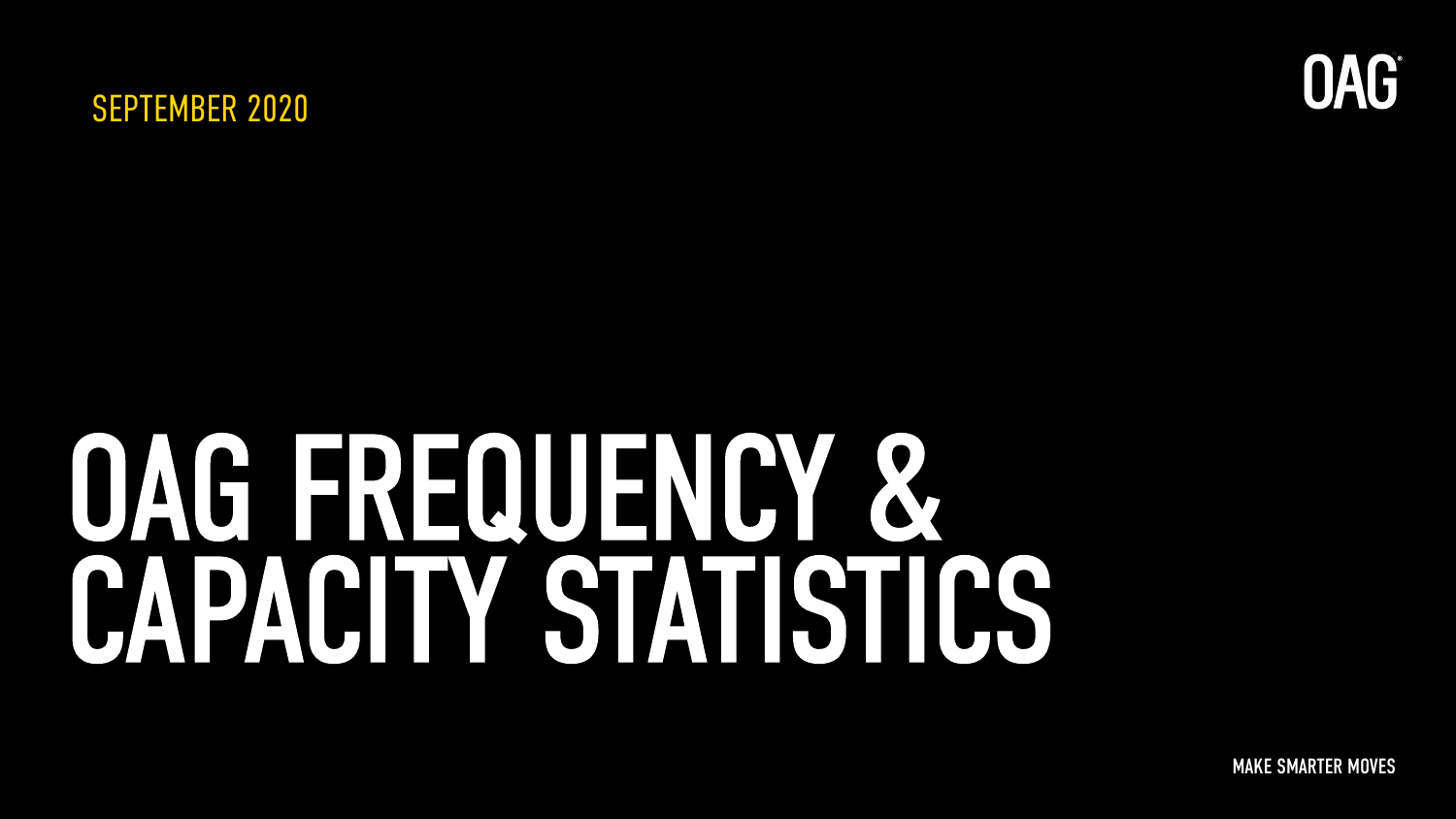SEPTEMBER 2020

OAG

# OAG FREQUENCY & CAPACITY STATISTICS

MAKE SMARTER MOVES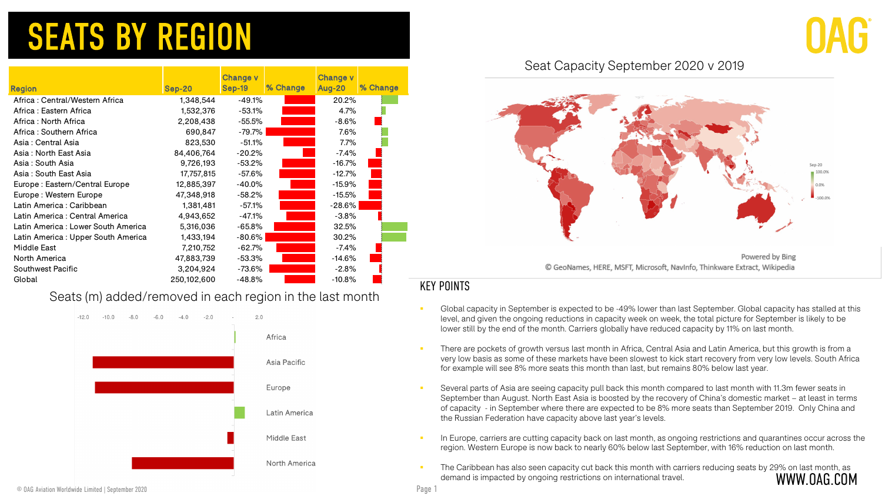# SEATS BY REGION

| Region | Sep-20 | Change v Sep-19 | % Change | Change v Aug-20 | % Change |
|---|---|---|---|---|---|
| Africa : Central/Western Africa | 1,348,544 | -49.1% | | 20.2% | |
| Africa : Eastern Africa | 1,532,376 | -53.1% | | 4.7% | |
| Africa : North Africa | 2,208,438 | -55.5% | | -8.6% | |
| Africa : Southern Africa | 690,847 | -79.7% | | 7.6% | |
| Asia : Central Asia | 823,530 | -51.1% | | 7.7% | |
| Asia : North East Asia | 84,406,764 | -20.2% | | -7.4% | |
| Asia : South Asia | 9,726,193 | -53.2% | | -16.7% | |
| Asia : South East Asia | 17,757,815 | -57.6% | | -12.7% | |
| Europe : Eastern/Central Europe | 12,885,397 | -40.0% | | -15.9% | |
| Europe : Western Europe | 47,348,918 | -58.2% | | -15.5% | |
| Latin America : Caribbean | 1,381,481 | -57.1% | | -28.6% | |
| Latin America : Central America | 4,943,652 | -47.1% | | -3.8% | |
| Latin America : Lower South America | 5,316,036 | -65.8% | | 32.5% | |
| Latin America : Upper South America | 1,433,194 | -80.6% | | 30.2% | |
| Middle East | 7,210,752 | -62.7% | | -7.4% | |
| North America | 47,883,739 | -53.3% | | -14.6% | |
| Southwest Pacific | 3,204,924 | -73.6% | | -2.8% | |
| Global | 250,102,600 | -48.8% | | -10.8% | |

## Seat Capacity September 2020 v 2019

Sep-20: 100.0% / 0.0% / -100.0%

Powered by Bing
© GeoNames, HERE, MSFT, Microsoft, NavInfo, Thinkware Extract, Wikipedia

## Seats (m) added/removed in each region in the last month

Axis: -12.0, -10.0, -8.0, -6.0, -4.0, -2.0, -, 2.0

Africa, Asia Pacific, Europe, Latin America, Middle East, North America

## KEY POINTS

- Global capacity in September is expected to be -49% lower than last September. Global capacity has stalled at this level, and given the ongoing reductions in capacity week on week, the total picture for September is likely to be lower still by the end of the month. Carriers globally have reduced capacity by 11% on last month.
- There are pockets of growth versus last month in Africa, Central Asia and Latin America, but this growth is from a very low basis as some of these markets have been slowest to kick start recovery from very low levels. South Africa for example will see 8% more seats this month than last, but remains 80% below last year.
- Several parts of Asia are seeing capacity pull back this month compared to last month with 11.3m fewer seats in September than August. North East Asia is boosted by the recovery of China's domestic market – at least in terms of capacity - in September where there are expected to be 8% more seats than September 2019. Only China and the Russian Federation have capacity above last year's levels.
- In Europe, carriers are cutting capacity back on last month, as ongoing restrictions and quarantines occur across the region. Western Europe is now back to nearly 60% below last September, with 16% reduction on last month.
- The Caribbean has also seen capacity cut back this month with carriers reducing seats by 29% on last month, as demand is impacted by ongoing restrictions on international travel.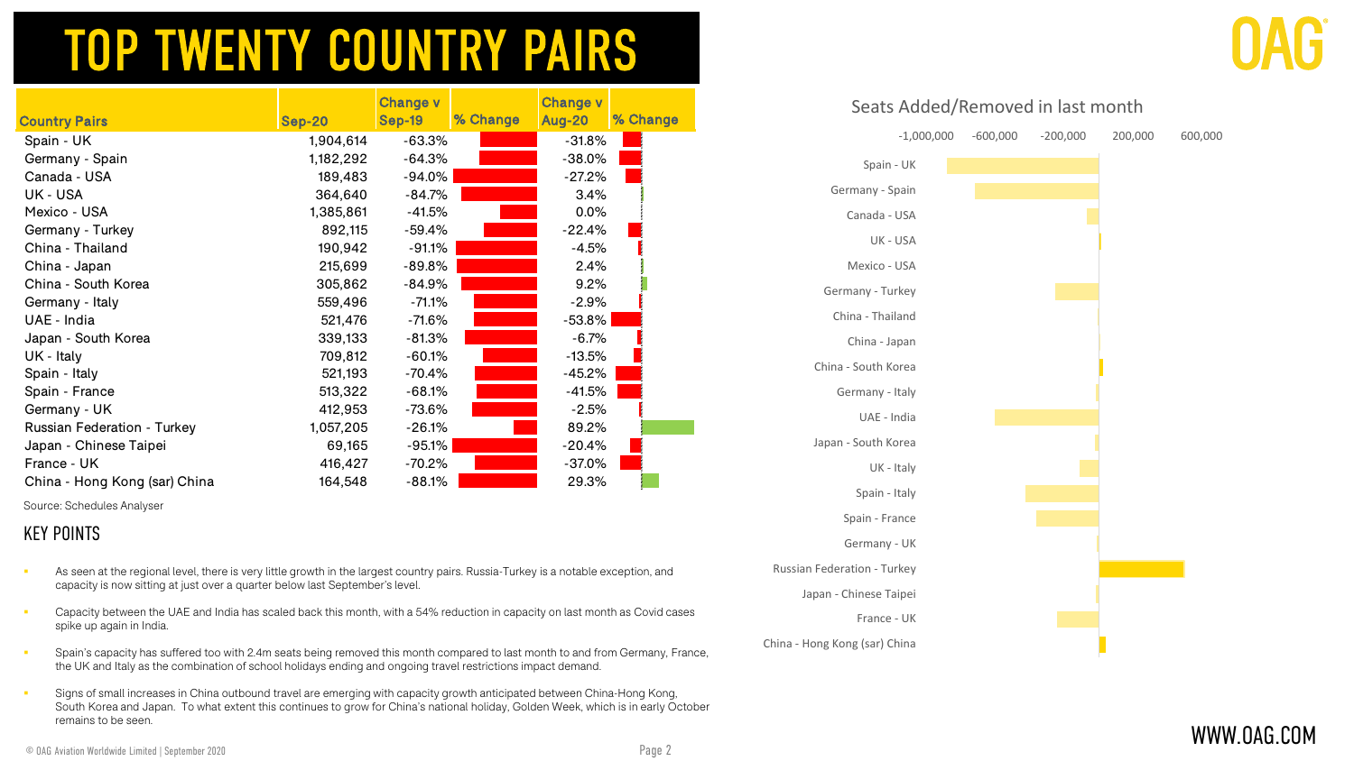# TOP TWENTY COUNTRY PAIRS

| Country Pairs | Sep-20 | Change v Sep-19 | % Change | Change v Aug-20 | % Change |
|---|---|---|---|---|---|
| Spain - UK | 1,904,614 | -63.3% | | -31.8% | |
| Germany - Spain | 1,182,292 | -64.3% | | -38.0% | |
| Canada - USA | 189,483 | -94.0% | | -27.2% | |
| UK - USA | 364,640 | -84.7% | | 3.4% | |
| Mexico - USA | 1,385,861 | -41.5% | | 0.0% | |
| Germany - Turkey | 892,115 | -59.4% | | -22.4% | |
| China - Thailand | 190,942 | -91.1% | | -4.5% | |
| China - Japan | 215,699 | -89.8% | | 2.4% | |
| China - South Korea | 305,862 | -84.9% | | 9.2% | |
| Germany - Italy | 559,496 | -71.1% | | -2.9% | |
| UAE - India | 521,476 | -71.6% | | -53.8% | |
| Japan - South Korea | 339,133 | -81.3% | | -6.7% | |
| UK - Italy | 709,812 | -60.1% | | -13.5% | |
| Spain - Italy | 521,193 | -70.4% | | -45.2% | |
| Spain - France | 513,322 | -68.1% | | -41.5% | |
| Germany - UK | 412,953 | -73.6% | | -2.5% | |
| Russian Federation - Turkey | 1,057,205 | -26.1% | | 89.2% | |
| Japan - Chinese Taipei | 69,165 | -95.1% | | -20.4% | |
| France - UK | 416,427 | -70.2% | | -37.0% | |
| China - Hong Kong (sar) China | 164,548 | -88.1% | | 29.3% | |

Source: Schedules Analyser

Seats Added/Removed in last month

## KEY POINTS

- As seen at the regional level, there is very little growth in the largest country pairs. Russia-Turkey is a notable exception, and capacity is now sitting at just over a quarter below last September's level.
- Capacity between the UAE and India has scaled back this month, with a 54% reduction in capacity on last month as Covid cases spike up again in India.
- Spain's capacity has suffered too with 2.4m seats being removed this month compared to last month to and from Germany, France, the UK and Italy as the combination of school holidays ending and ongoing travel restrictions impact demand.
- Signs of small increases in China outbound travel are emerging with capacity growth anticipated between China-Hong Kong, South Korea and Japan. To what extent this continues to grow for China's national holiday, Golden Week, which is in early October remains to be seen.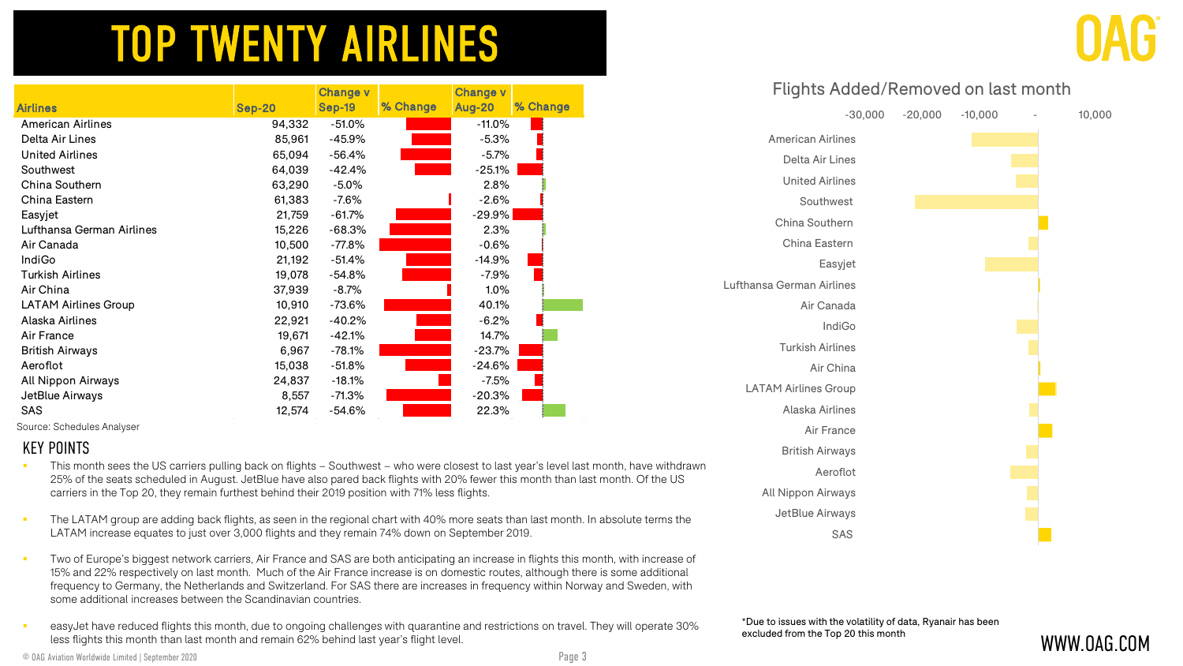# TOP TWENTY AIRLINES

| Airlines | Sep-20 | Change v Sep-19 | % Change | Change v Aug-20 | % Change |
|---|---|---|---|---|---|
| American Airlines | 94,332 | -51.0% | | -11.0% | |
| Delta Air Lines | 85,961 | -45.9% | | -5.3% | |
| United Airlines | 65,094 | -56.4% | | -5.7% | |
| Southwest | 64,039 | -42.4% | | -25.1% | |
| China Southern | 63,290 | -5.0% | | 2.8% | |
| China Eastern | 61,383 | -7.6% | | -2.6% | |
| Easyjet | 21,759 | -61.7% | | -29.9% | |
| Lufthansa German Airlines | 15,226 | -68.3% | | 2.3% | |
| Air Canada | 10,500 | -77.8% | | -0.6% | |
| IndiGo | 21,192 | -51.4% | | -14.9% | |
| Turkish Airlines | 19,078 | -54.8% | | -7.9% | |
| Air China | 37,939 | -8.7% | | 1.0% | |
| LATAM Airlines Group | 10,910 | -73.6% | | 40.1% | |
| Alaska Airlines | 22,921 | -40.2% | | -6.2% | |
| Air France | 19,671 | -42.1% | | 14.7% | |
| British Airways | 6,967 | -78.1% | | -23.7% | |
| Aeroflot | 15,038 | -51.8% | | -24.6% | |
| All Nippon Airways | 24,837 | -18.1% | | -7.5% | |
| JetBlue Airways | 8,557 | -71.3% | | -20.3% | |
| SAS | 12,574 | -54.6% | | 22.3% | |

Source: Schedules Analyser

Flights Added/Removed on last month

## KEY POINTS

- This month sees the US carriers pulling back on flights – Southwest – who were closest to last year's level last month, have withdrawn 25% of the seats scheduled in August. JetBlue have also pared back flights with 20% fewer this month than last month. Of the US carriers in the Top 20, they remain furthest behind their 2019 position with 71% less flights.
- The LATAM group are adding back flights, as seen in the regional chart with 40% more seats than last month. In absolute terms the LATAM increase equates to just over 3,000 flights and they remain 74% down on September 2019.
- Two of Europe's biggest network carriers, Air France and SAS are both anticipating an increase in flights this month, with increase of 15% and 22% respectively on last month. Much of the Air France increase is on domestic routes, although there is some additional frequency to Germany, the Netherlands and Switzerland. For SAS there are increases in frequency within Norway and Sweden, with some additional increases between the Scandinavian countries.
- easyJet have reduced flights this month, due to ongoing challenges with quarantine and restrictions on travel. They will operate 30% less flights this month than last month and remain 62% behind last year's flight level.

*Due to issues with the volatility of data, Ryanair has been excluded from the Top 20 this month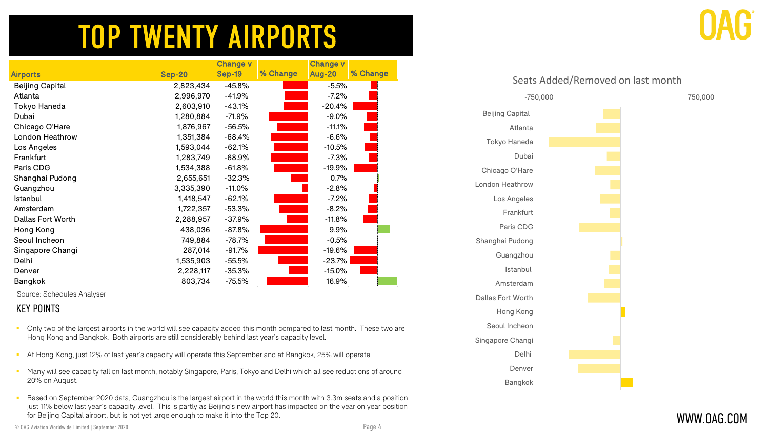# TOP TWENTY AIRPORTS

| Airports | Sep-20 | Change v Sep-19 | % Change | Change v Aug-20 | % Change |
|---|---|---|---|---|---|
| Beijing Capital | 2,823,434 | -45.8% | | -5.5% | |
| Atlanta | 2,996,970 | -41.9% | | -7.2% | |
| Tokyo Haneda | 2,603,910 | -43.1% | | -20.4% | |
| Dubai | 1,280,884 | -71.9% | | -9.0% | |
| Chicago O'Hare | 1,876,967 | -56.5% | | -11.1% | |
| London Heathrow | 1,351,384 | -68.4% | | -6.6% | |
| Los Angeles | 1,593,044 | -62.1% | | -10.5% | |
| Frankfurt | 1,283,749 | -68.9% | | -7.3% | |
| Paris CDG | 1,534,388 | -61.8% | | -19.9% | |
| Shanghai Pudong | 2,655,651 | -32.3% | | 0.7% | |
| Guangzhou | 3,335,390 | -11.0% | | -2.8% | |
| Istanbul | 1,418,547 | -62.1% | | -7.2% | |
| Amsterdam | 1,722,357 | -53.3% | | -8.2% | |
| Dallas Fort Worth | 2,288,957 | -37.9% | | -11.8% | |
| Hong Kong | 438,036 | -87.8% | | 9.9% | |
| Seoul Incheon | 749,884 | -78.7% | | -0.5% | |
| Singapore Changi | 287,014 | -91.7% | | -19.6% | |
| Delhi | 1,535,903 | -55.5% | | -23.7% | |
| Denver | 2,228,117 | -35.3% | | -15.0% | |
| Bangkok | 803,734 | -75.5% | | 16.9% | |

Source: Schedules Analyser

Seats Added/Removed on last month

-750,000 — 750,000

Beijing Capital, Atlanta, Tokyo Haneda, Dubai, Chicago O'Hare, London Heathrow, Los Angeles, Frankfurt, Paris CDG, Shanghai Pudong, Guangzhou, Istanbul, Amsterdam, Dallas Fort Worth, Hong Kong, Seoul Incheon, Singapore Changi, Delhi, Denver, Bangkok

## KEY POINTS

- Only two of the largest airports in the world will see capacity added this month compared to last month. These two are Hong Kong and Bangkok. Both airports are still considerably behind last year's capacity level.
- At Hong Kong, just 12% of last year's capacity will operate this September and at Bangkok, 25% will operate.
- Many will see capacity fall on last month, notably Singapore, Paris, Tokyo and Delhi which all see reductions of around 20% on August.
- Based on September 2020 data, Guangzhou is the largest airport in the world this month with 3.3m seats and a position just 11% below last year's capacity level. This is partly as Beijing's new airport has impacted on the year on year position for Beijing Capital airport, but is not yet large enough to make it into the Top 20.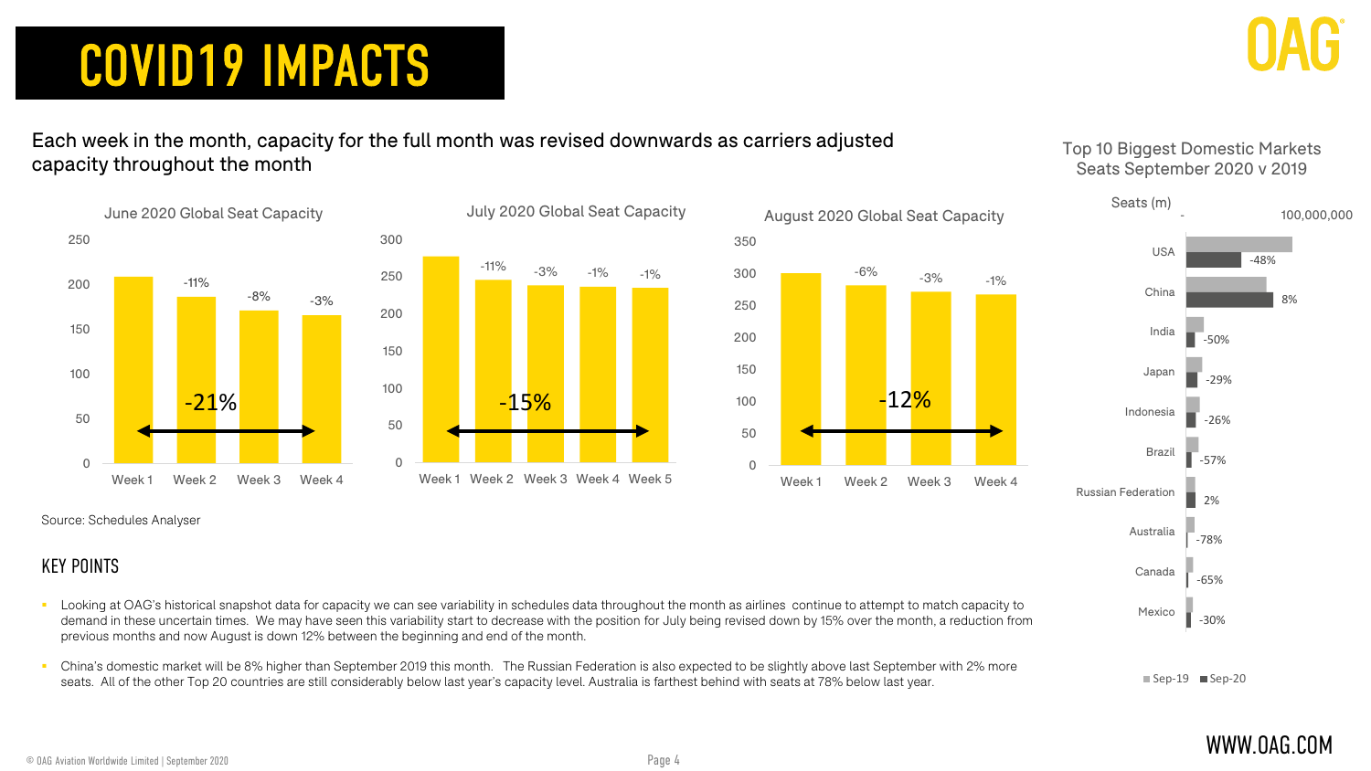# COVID19 IMPACTS

Each week in the month, capacity for the full month was revised downwards as carriers adjusted capacity throughout the month

**June 2020 Global Seat Capacity**

| | Week 1 | Week 2 | Week 3 | Week 4 |
|---|---|---|---|---|
| Change vs previous week | | -11% | -8% | -3% |

Overall change Week 1 to Week 4: -21%

**July 2020 Global Seat Capacity**

| | Week 1 | Week 2 | Week 3 | Week 4 | Week 5 |
|---|---|---|---|---|---|
| Change vs previous week | | -11% | -3% | -1% | -1% |

Overall change Week 1 to Week 5: -15%

**August 2020 Global Seat Capacity**

| | Week 1 | Week 2 | Week 3 | Week 4 |
|---|---|---|---|---|
| Change vs previous week | | -6% | -3% | -1% |

Overall change Week 1 to Week 4: -12%

Source: Schedules Analyser

**Top 10 Biggest Domestic Markets Seats September 2020 v 2019**

| Market | Sep-20 v Sep-19 |
|---|---|
| USA | -48% |
| China | 8% |
| India | -50% |
| Japan | -29% |
| Indonesia | -26% |
| Brazil | -57% |
| Russian Federation | 2% |
| Australia | -78% |
| Canada | -65% |
| Mexico | -30% |

## KEY POINTS

- Looking at OAG's historical snapshot data for capacity we can see variability in schedules data throughout the month as airlines continue to attempt to match capacity to demand in these uncertain times. We may have seen this variability start to decrease with the position for July being revised down by 15% over the month, a reduction from previous months and now August is down 12% between the beginning and end of the month.
- China's domestic market will be 8% higher than September 2019 this month. The Russian Federation is also expected to be slightly above last September with 2% more seats. All of the other Top 20 countries are still considerably below last year's capacity level. Australia is farthest behind with seats at 78% below last year.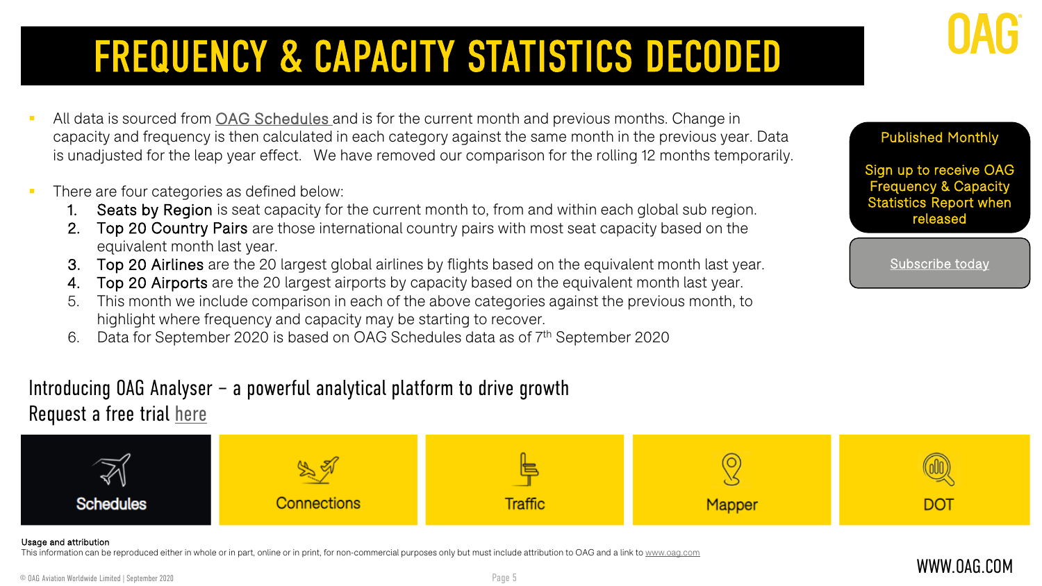# FREQUENCY & CAPACITY STATISTICS DECODED

- All data is sourced from OAG Schedules and is for the current month and previous months. Change in capacity and frequency is then calculated in each category against the same month in the previous year. Data is unadjusted for the leap year effect. We have removed our comparison for the rolling 12 months temporarily.
- There are four categories as defined below:
  1. Seats by Region is seat capacity for the current month to, from and within each global sub region.
  2. Top 20 Country Pairs are those international country pairs with most seat capacity based on the equivalent month last year.
  3. Top 20 Airlines are the 20 largest global airlines by flights based on the equivalent month last year.
  4. Top 20 Airports are the 20 largest airports by capacity based on the equivalent month last year.
  5. This month we include comparison in each of the above categories against the previous month, to highlight where frequency and capacity may be starting to recover.
  6. Data for September 2020 is based on OAG Schedules data as of 7th September 2020

Published Monthly

Sign up to receive OAG Frequency & Capacity Statistics Report when released

Subscribe today

## Introducing OAG Analyser – a powerful analytical platform to drive growth

Request a free trial here

Schedules | Connections | Traffic | Mapper | DOT

**Usage and attribution**

This information can be reproduced either in whole or in part, online or in print, for non-commercial purposes only but must include attribution to OAG and a link to www.oag.com

© OAG Aviation Worldwide Limited | September 2020

WWW.OAG.COM